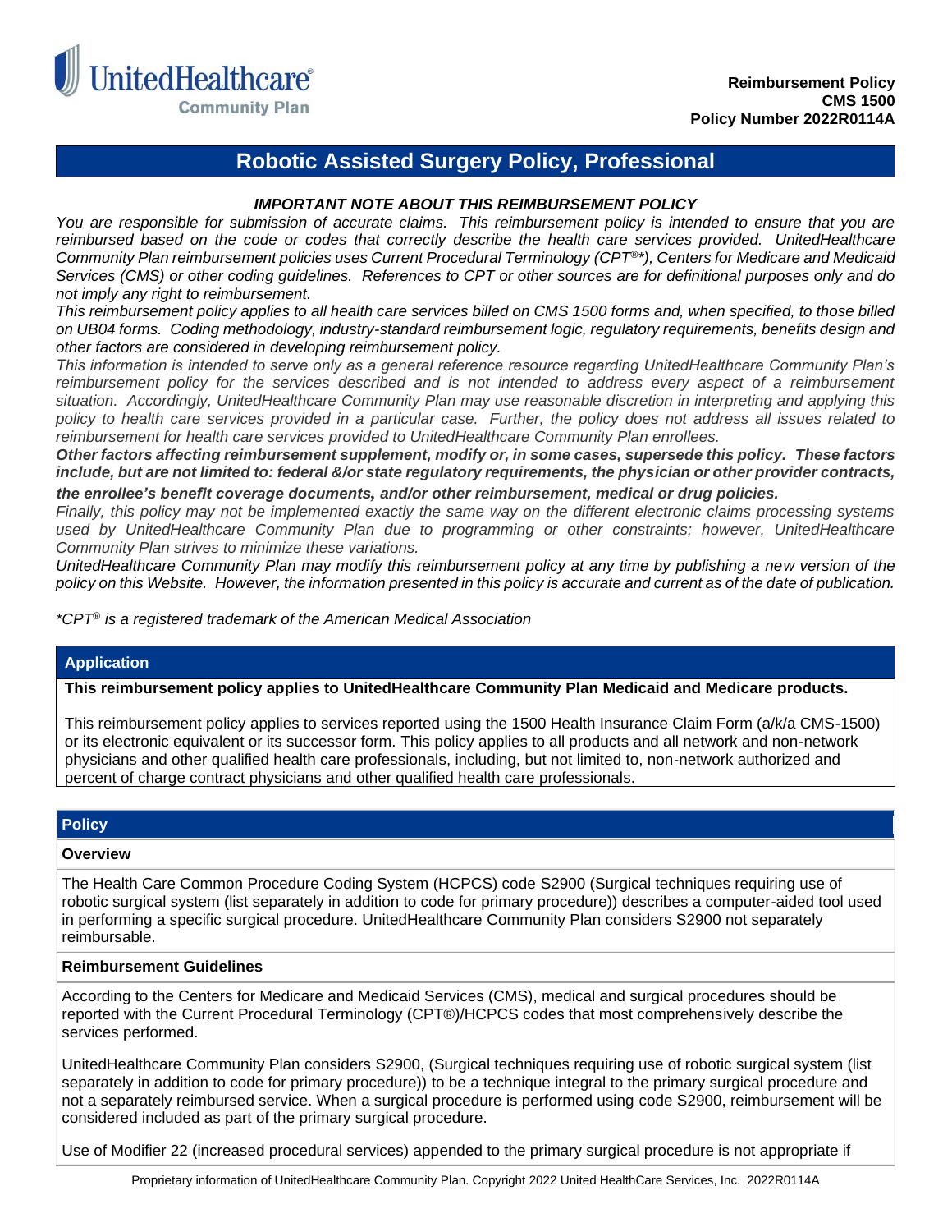UnitedHealthcare® Community Plan

**Reimbursement Policy**
**CMS 1500**
**Policy Number 2022R0114A**

# Robotic Assisted Surgery Policy, Professional

***IMPORTANT NOTE ABOUT THIS REIMBURSEMENT POLICY***

*You are responsible for submission of accurate claims. This reimbursement policy is intended to ensure that you are reimbursed based on the code or codes that correctly describe the health care services provided. UnitedHealthcare Community Plan reimbursement policies uses Current Procedural Terminology (CPT®\*), Centers for Medicare and Medicaid Services (CMS) or other coding guidelines. References to CPT or other sources are for definitional purposes only and do not imply any right to reimbursement.*

*This reimbursement policy applies to all health care services billed on CMS 1500 forms and, when specified, to those billed on UB04 forms. Coding methodology, industry-standard reimbursement logic, regulatory requirements, benefits design and other factors are considered in developing reimbursement policy.*

*This information is intended to serve only as a general reference resource regarding UnitedHealthcare Community Plan's reimbursement policy for the services described and is not intended to address every aspect of a reimbursement situation. Accordingly, UnitedHealthcare Community Plan may use reasonable discretion in interpreting and applying this policy to health care services provided in a particular case. Further, the policy does not address all issues related to reimbursement for health care services provided to UnitedHealthcare Community Plan enrollees.*

***Other factors affecting reimbursement supplement, modify or, in some cases, supersede this policy. These factors include, but are not limited to: federal &/or state regulatory requirements, the physician or other provider contracts, the enrollee's benefit coverage documents, and/or other reimbursement, medical or drug policies.***

*Finally, this policy may not be implemented exactly the same way on the different electronic claims processing systems used by UnitedHealthcare Community Plan due to programming or other constraints; however, UnitedHealthcare Community Plan strives to minimize these variations.*

*UnitedHealthcare Community Plan may modify this reimbursement policy at any time by publishing a new version of the policy on this Website. However, the information presented in this policy is accurate and current as of the date of publication.*

*\*CPT® is a registered trademark of the American Medical Association*

## Application

**This reimbursement policy applies to UnitedHealthcare Community Plan Medicaid and Medicare products.**

This reimbursement policy applies to services reported using the 1500 Health Insurance Claim Form (a/k/a CMS-1500) or its electronic equivalent or its successor form. This policy applies to all products and all network and non-network physicians and other qualified health care professionals, including, but not limited to, non-network authorized and percent of charge contract physicians and other qualified health care professionals.

## Policy

### Overview

The Health Care Common Procedure Coding System (HCPCS) code S2900 (Surgical techniques requiring use of robotic surgical system (list separately in addition to code for primary procedure)) describes a computer-aided tool used in performing a specific surgical procedure. UnitedHealthcare Community Plan considers S2900 not separately reimbursable.

### Reimbursement Guidelines

According to the Centers for Medicare and Medicaid Services (CMS), medical and surgical procedures should be reported with the Current Procedural Terminology (CPT®)/HCPCS codes that most comprehensively describe the services performed.

UnitedHealthcare Community Plan considers S2900, (Surgical techniques requiring use of robotic surgical system (list separately in addition to code for primary procedure)) to be a technique integral to the primary surgical procedure and not a separately reimbursed service. When a surgical procedure is performed using code S2900, reimbursement will be considered included as part of the primary surgical procedure.

Use of Modifier 22 (increased procedural services) appended to the primary surgical procedure is not appropriate if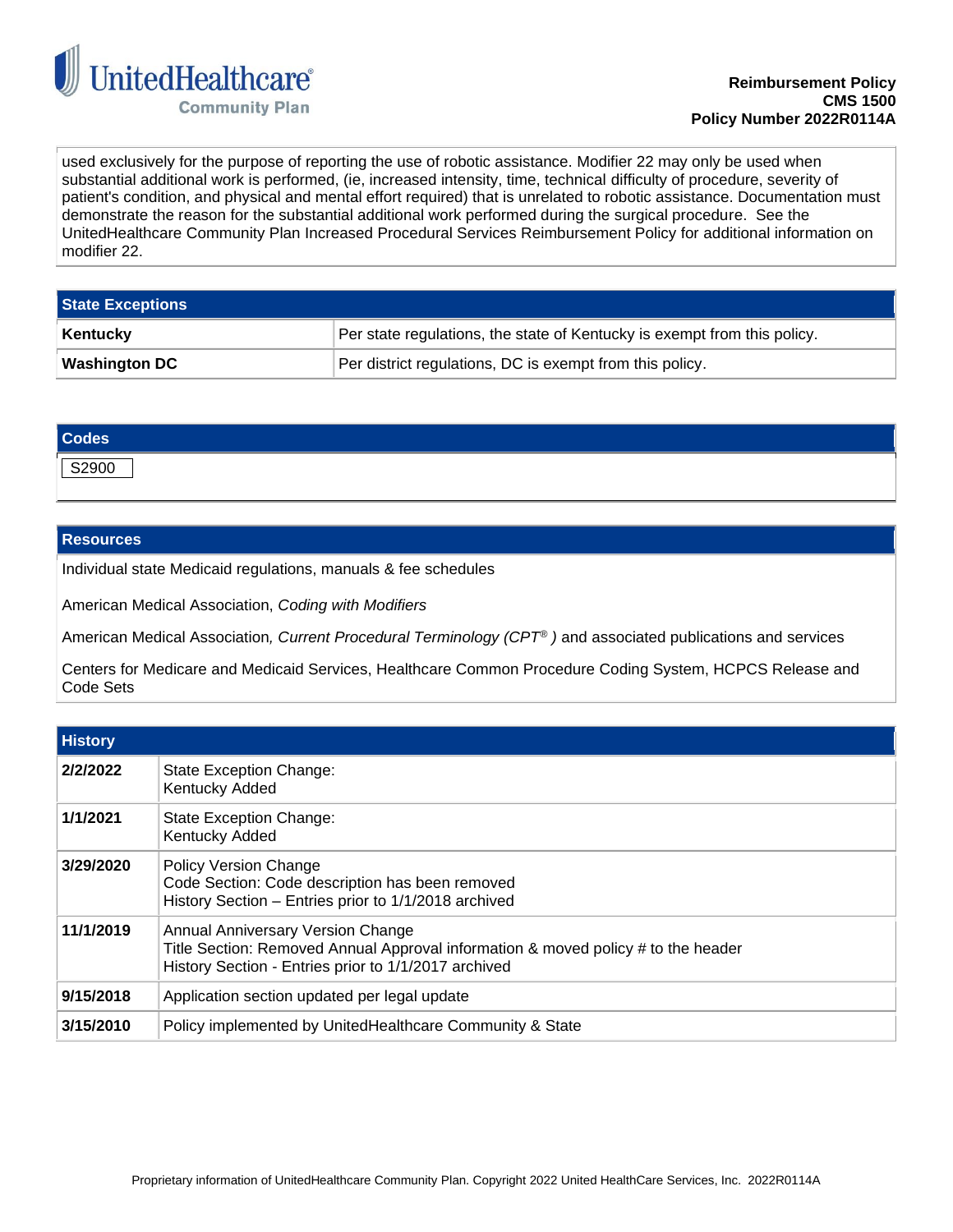used exclusively for the purpose of reporting the use of robotic assistance. Modifier 22 may only be used when substantial additional work is performed, (ie, increased intensity, time, technical difficulty of procedure, severity of patient's condition, and physical and mental effort required) that is unrelated to robotic assistance. Documentation must demonstrate the reason for the substantial additional work performed during the surgical procedure. See the UnitedHealthcare Community Plan Increased Procedural Services Reimbursement Policy for additional information on modifier 22.

## State Exceptions

| | |
|---|---|
| **Kentucky** | Per state regulations, the state of Kentucky is exempt from this policy. |
| **Washington DC** | Per district regulations, DC is exempt from this policy. |

## Codes

S2900

## Resources

Individual state Medicaid regulations, manuals & fee schedules

American Medical Association, *Coding with Modifiers*

American Medical Association, *Current Procedural Terminology (CPT® )* and associated publications and services

Centers for Medicare and Medicaid Services, Healthcare Common Procedure Coding System, HCPCS Release and Code Sets

## History

| | |
|---|---|
| **2/2/2022** | State Exception Change:<br>Kentucky Added |
| **1/1/2021** | State Exception Change:<br>Kentucky Added |
| **3/29/2020** | Policy Version Change<br>Code Section: Code description has been removed<br>History Section – Entries prior to 1/1/2018 archived |
| **11/1/2019** | Annual Anniversary Version Change<br>Title Section: Removed Annual Approval information & moved policy # to the header<br>History Section - Entries prior to 1/1/2017 archived |
| **9/15/2018** | Application section updated per legal update |
| **3/15/2010** | Policy implemented by UnitedHealthcare Community & State |